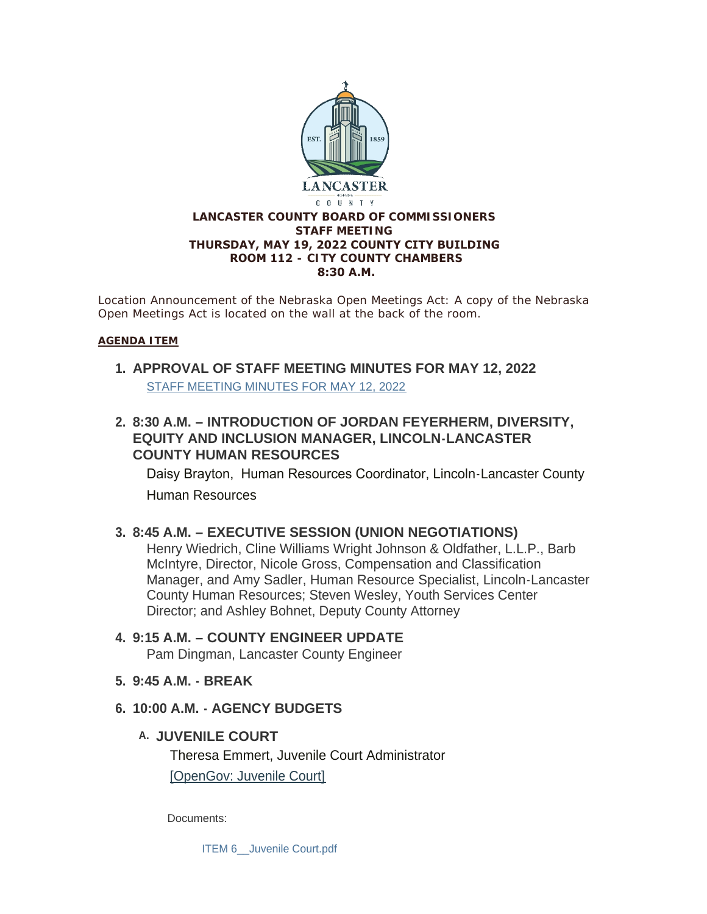# LANCASTER COUNTY BOARD OF COMMISSIONERS
## STAFF MEETING
## THURSDAY, MAY 19, 2022 COUNTY CITY BUILDING
## ROOM 112 - CITY COUNTY CHAMBERS
## 8:30 A.M.

Location Announcement of the Nebraska Open Meetings Act: A copy of the Nebraska Open Meetings Act is located on the wall at the back of the room.

**AGENDA ITEM**

1. **APPROVAL OF STAFF MEETING MINUTES FOR MAY 12, 2022**

   STAFF MEETING MINUTES FOR MAY 12, 2022

2. **8:30 A.M. – INTRODUCTION OF JORDAN FEYERHERM, DIVERSITY, EQUITY AND INCLUSION MANAGER, LINCOLN-LANCASTER COUNTY HUMAN RESOURCES**

   Daisy Brayton, Human Resources Coordinator, Lincoln-Lancaster County Human Resources

3. **8:45 A.M. – EXECUTIVE SESSION (UNION NEGOTIATIONS)**

   Henry Wiedrich, Cline Williams Wright Johnson & Oldfather, L.L.P., Barb McIntyre, Director, Nicole Gross, Compensation and Classification Manager, and Amy Sadler, Human Resource Specialist, Lincoln-Lancaster County Human Resources; Steven Wesley, Youth Services Center Director; and Ashley Bohnet, Deputy County Attorney

4. **9:15 A.M. – COUNTY ENGINEER UPDATE**

   Pam Dingman, Lancaster County Engineer

5. **9:45 A.M. - BREAK**

6. **10:00 A.M. - AGENCY BUDGETS**

   A. **JUVENILE COURT**

      Theresa Emmert, Juvenile Court Administrator

      [OpenGov: Juvenile Court]

      Documents:

      ITEM 6__Juvenile Court.pdf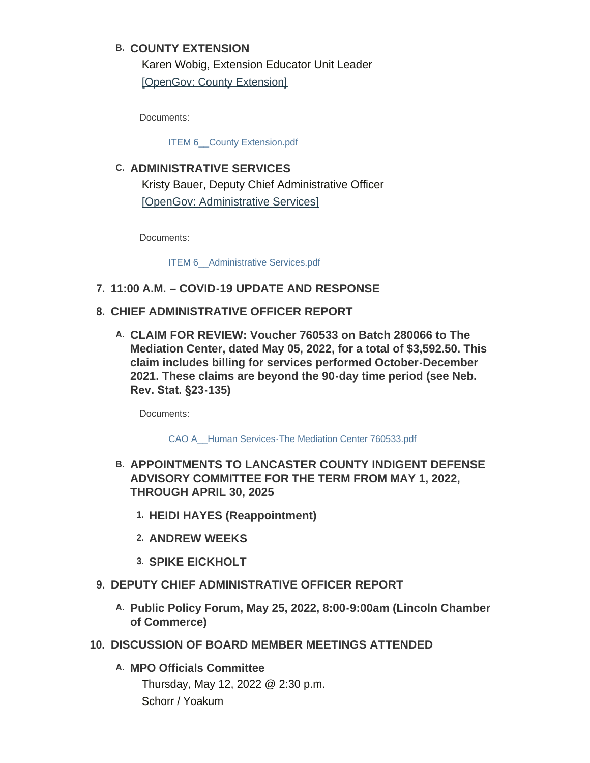B. **COUNTY EXTENSION**

Karen Wobig, Extension Educator Unit Leader

[OpenGov: County Extension]

Documents:

ITEM 6__County Extension.pdf

C. **ADMINISTRATIVE SERVICES**

Kristy Bauer, Deputy Chief Administrative Officer

[OpenGov: Administrative Services]

Documents:

ITEM 6__Administrative Services.pdf

7. **11:00 A.M. – COVID-19 UPDATE AND RESPONSE**

8. **CHIEF ADMINISTRATIVE OFFICER REPORT**

   A. **CLAIM FOR REVIEW: Voucher 760533 on Batch 280066 to The Mediation Center, dated May 05, 2022, for a total of $3,592.50. This claim includes billing for services performed October-December 2021. These claims are beyond the 90-day time period (see Neb. Rev. Stat. §23-135)**

   Documents:

   CAO A__Human Services-The Mediation Center 760533.pdf

   B. **APPOINTMENTS TO LANCASTER COUNTY INDIGENT DEFENSE ADVISORY COMMITTEE FOR THE TERM FROM MAY 1, 2022, THROUGH APRIL 30, 2025**

      1. **HEIDI HAYES (Reappointment)**
      2. **ANDREW WEEKS**
      3. **SPIKE EICKHOLT**

9. **DEPUTY CHIEF ADMINISTRATIVE OFFICER REPORT**

   A. **Public Policy Forum, May 25, 2022, 8:00-9:00am (Lincoln Chamber of Commerce)**

10. **DISCUSSION OF BOARD MEMBER MEETINGS ATTENDED**

    A. **MPO Officials Committee**

    Thursday, May 12, 2022 @ 2:30 p.m.

    Schorr / Yoakum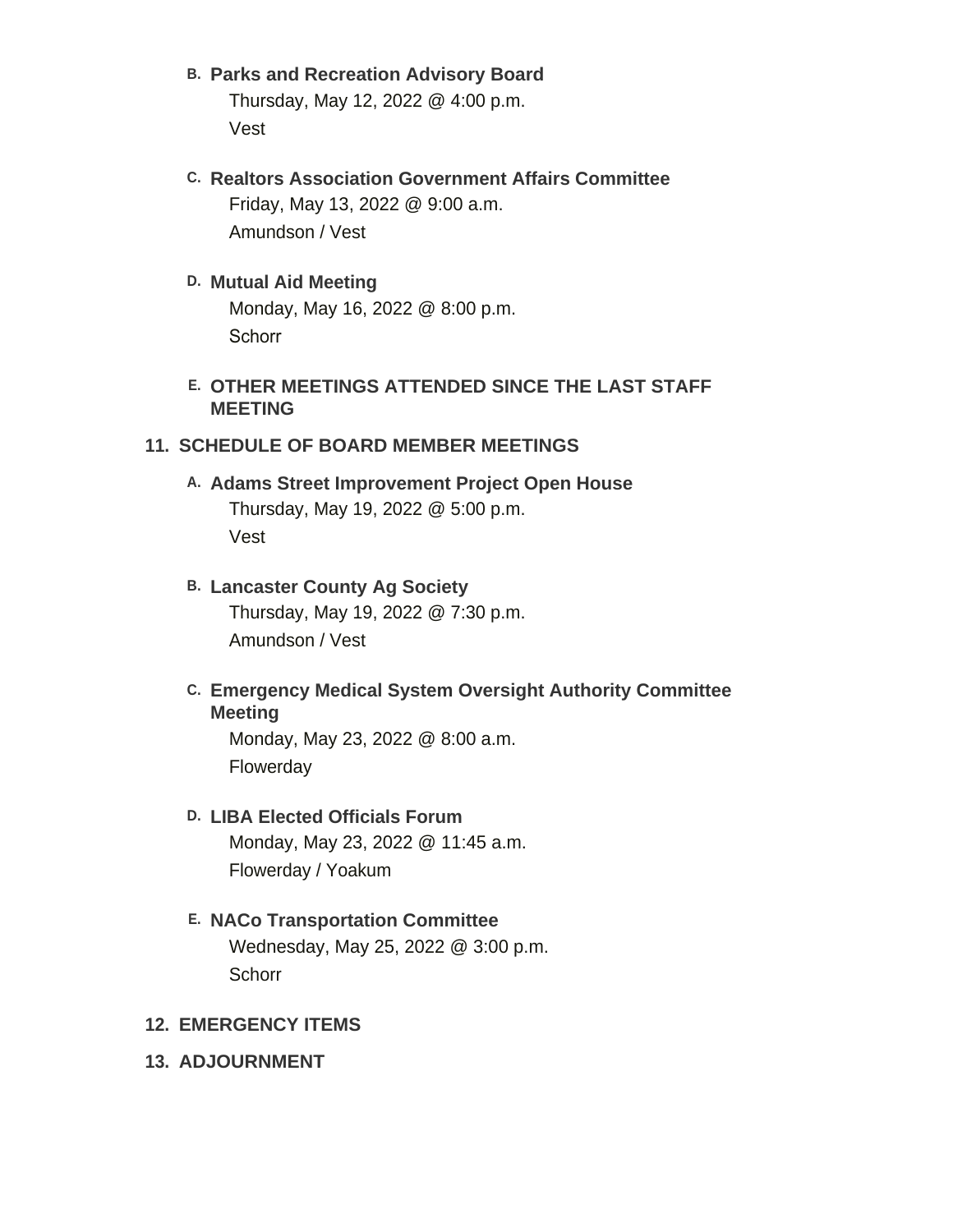B. **Parks and Recreation Advisory Board**

Thursday, May 12, 2022 @ 4:00 p.m.

Vest

C. **Realtors Association Government Affairs Committee**

Friday, May 13, 2022 @ 9:00 a.m.

Amundson / Vest

D. **Mutual Aid Meeting**

Monday, May 16, 2022 @ 8:00 p.m.

Schorr

E. **OTHER MEETINGS ATTENDED SINCE THE LAST STAFF MEETING**

## 11. SCHEDULE OF BOARD MEMBER MEETINGS

A. **Adams Street Improvement Project Open House**

Thursday, May 19, 2022 @ 5:00 p.m.

Vest

B. **Lancaster County Ag Society**

Thursday, May 19, 2022 @ 7:30 p.m.

Amundson / Vest

C. **Emergency Medical System Oversight Authority Committee Meeting**

Monday, May 23, 2022 @ 8:00 a.m.

Flowerday

D. **LIBA Elected Officials Forum**

Monday, May 23, 2022 @ 11:45 a.m.

Flowerday / Yoakum

E. **NACo Transportation Committee**

Wednesday, May 25, 2022 @ 3:00 p.m.

Schorr

## 12. EMERGENCY ITEMS

## 13. ADJOURNMENT